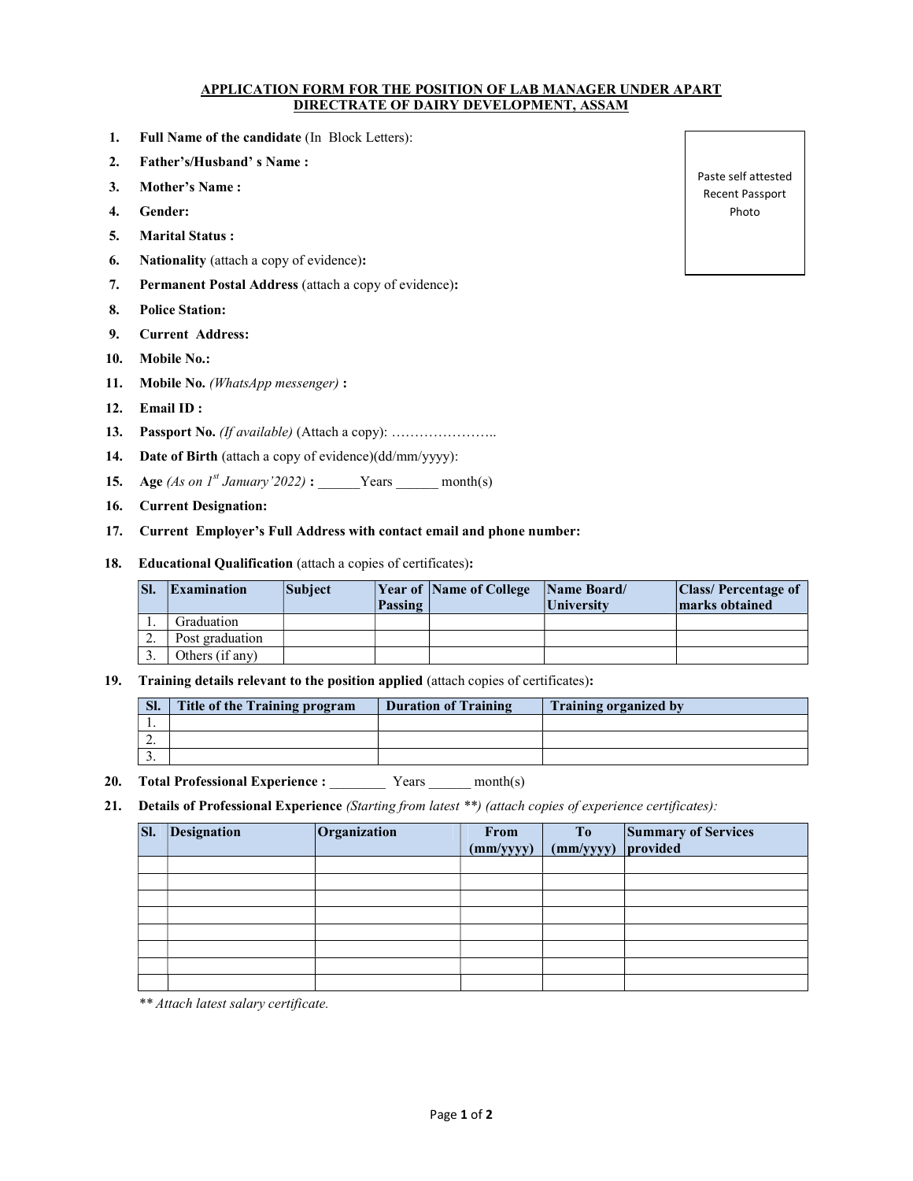**APPLICATION FORM FOR THE POSITION OF LAB MANAGER UNDER APART**
**DIRECTRATE OF DAIRY DEVELOPMENT, ASSAM**

Paste self attested Recent Passport Photo

1. **Full Name of the candidate** (In Block Letters):
2. **Father's/Husband' s Name :**
3. **Mother's Name :**
4. **Gender:**
5. **Marital Status :**
6. **Nationality** (attach a copy of evidence)**:**
7. **Permanent Postal Address** (attach a copy of evidence)**:**
8. **Police Station:**
9. **Current Address:**
10. **Mobile No.:**
11. **Mobile No.** *(WhatsApp messenger)* **:**
12. **Email ID :**
13. **Passport No.** *(If available)* (Attach a copy): …………………..
14. **Date of Birth** (attach a copy of evidence)(dd/mm/yyyy):
15. **Age** *(As on 1st January'2022)* **:** ______Years ______ month(s)
16. **Current Designation:**
17. **Current Employer's Full Address with contact email and phone number:**
18. **Educational Qualification** (attach a copies of certificates)**:**

| Sl. | Examination | Subject | Year of Passing | Name of College | Name Board/ University | Class/ Percentage of marks obtained |
|---|---|---|---|---|---|---|
| 1. | Graduation | | | | | |
| 2. | Post graduation | | | | | |
| 3. | Others (if any) | | | | | |

19. **Training details relevant to the position applied** (attach copies of certificates)**:**

| Sl. | Title of the Training program | Duration of Training | Training organized by |
|---|---|---|---|
| 1. | | | |
| 2. | | | |
| 3. | | | |

20. **Total Professional Experience :** ________ Years ______ month(s)
21. **Details of Professional Experience** *(Starting from latest \*\*) (attach copies of experience certificates):*

| Sl. | Designation | Organization | From (mm/yyyy) | To (mm/yyyy) | Summary of Services provided |
|---|---|---|---|---|---|
| | | | | | |
| | | | | | |
| | | | | | |
| | | | | | |
| | | | | | |
| | | | | | |
| | | | | | |
| | | | | | |

*** Attach latest salary certificate.*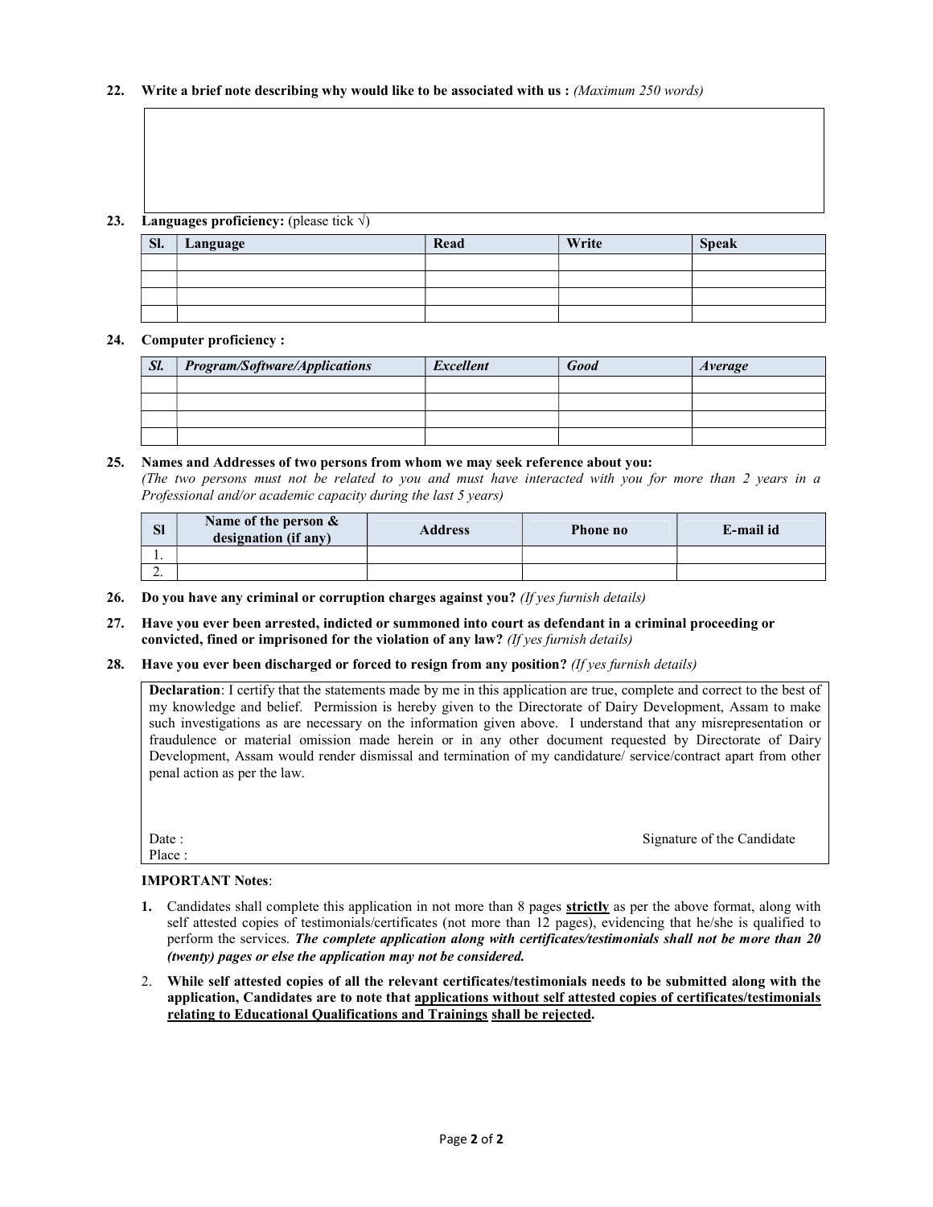**22. Write a brief note describing why would like to be associated with us :** *(Maximum 250 words)*

| |
|---|
| |

**23. Languages proficiency:** (please tick √)

| Sl. | Language | Read | Write | Speak |
|---|---|---|---|---|
| | | | | |
| | | | | |
| | | | | |
| | | | | |

**24. Computer proficiency :**

| *Sl.* | *Program/Software/Applications* | *Excellent* | *Good* | *Average* |
|---|---|---|---|---|
| | | | | |
| | | | | |
| | | | | |
| | | | | |

**25. Names and Addresses of two persons from whom we may seek reference about you:**
*(The two persons must not be related to you and must have interacted with you for more than 2 years in a Professional and/or academic capacity during the last 5 years)*

| Sl | Name of the person & designation (if any) | Address | Phone no | E-mail id |
|---|---|---|---|---|
| 1. | | | | |
| 2. | | | | |

**26. Do you have any criminal or corruption charges against you?** *(If yes furnish details)*

**27. Have you ever been arrested, indicted or summoned into court as defendant in a criminal proceeding or convicted, fined or imprisoned for the violation of any law?** *(If yes furnish details)*

**28. Have you ever been discharged or forced to resign from any position?** *(If yes furnish details)*

**Declaration**: I certify that the statements made by me in this application are true, complete and correct to the best of my knowledge and belief. Permission is hereby given to the Directorate of Dairy Development, Assam to make such investigations as are necessary on the information given above. I understand that any misrepresentation or fraudulence or material omission made herein or in any other document requested by Directorate of Dairy Development, Assam would render dismissal and termination of my candidature/ service/contract apart from other penal action as per the law.

Date :

Place :

Signature of the Candidate

**IMPORTANT Notes**:

1. Candidates shall complete this application in not more than 8 pages **strictly** as per the above format, along with self attested copies of testimonials/certificates (not more than 12 pages), evidencing that he/she is qualified to perform the services. ***The complete application along with certificates/testimonials shall not be more than 20 (twenty) pages or else the application may not be considered.***

2. **While self attested copies of all the relevant certificates/testimonials needs to be submitted along with the application, Candidates are to note that applications without self attested copies of certificates/testimonials relating to Educational Qualifications and Trainings shall be rejected.**